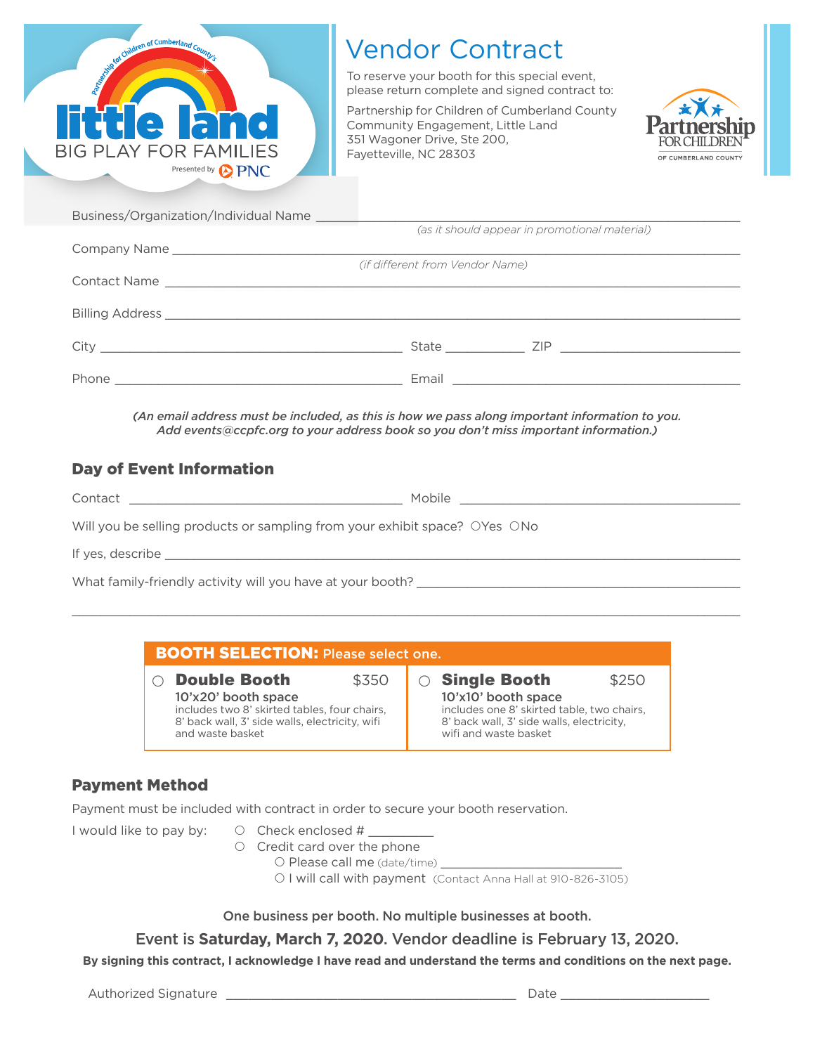little land
BIG PLAY FOR FAMILIES
Partnership for Children of Cumberland County's
Presented by PNC

# Vendor Contract

To reserve your booth for this special event, please return complete and signed contract to:

Partnership for Children of Cumberland County
Community Engagement, Little Land
351 Wagoner Drive, Ste 200,
Fayetteville, NC 28303

Partnership FOR CHILDREN OF CUMBERLAND COUNTY

Business/Organization/Individual Name ______________________________
*(as it should appear in promotional material)*

Company Name ______________________________
*(if different from Vendor Name)*

Contact Name ______________________________

Billing Address ______________________________

City ______________________ State ________ ZIP ______________

Phone ______________________ Email ______________________

***(An email address must be included, as this is how we pass along important information to you. Add events@ccpfc.org to your address book so you don't miss important information.)***

## Day of Event Information

Contact ______________________ Mobile ______________________

Will you be selling products or sampling from your exhibit space? ○Yes ○No

If yes, describe ______________________________

What family-friendly activity will you have at your booth? ______________________________

______________________________

**BOOTH SELECTION:** Please select one.

| | |
|---|---|
| ○ **Double Booth** $350<br>**10'x20' booth space**<br>includes two 8' skirted tables, four chairs, 8' back wall, 3' side walls, electricity, wifi and waste basket | ○ **Single Booth** $250<br>**10'x10' booth space**<br>includes one 8' skirted table, two chairs, 8' back wall, 3' side walls, electricity, wifi and waste basket |

## Payment Method

Payment must be included with contract in order to secure your booth reservation.

I would like to pay by:
- ○ Check enclosed # __________
- ○ Credit card over the phone
  - ○ Please call me (date/time) ______________________
  - ○ I will call with payment (Contact Anna Hall at 910-826-3105)

One business per booth. No multiple businesses at booth.

Event is **Saturday, March 7, 2020.** Vendor deadline is February 13, 2020.

**By signing this contract, I acknowledge I have read and understand the terms and conditions on the next page.**

Authorized Signature ______________________ Date ______________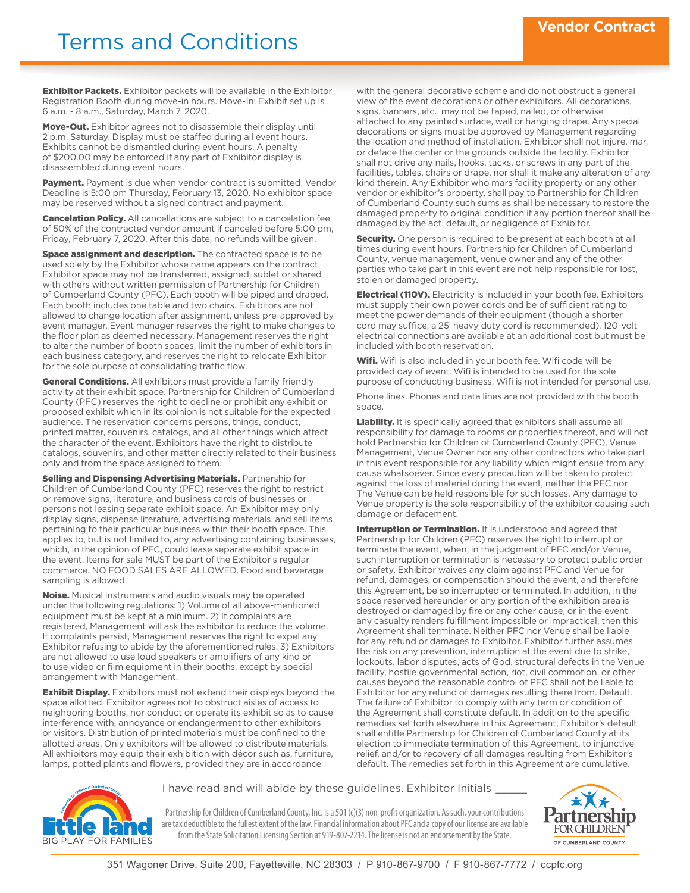# Terms and Conditions

**Vendor Contract**

**Exhibitor Packets.** Exhibitor packets will be available in the Exhibitor Registration Booth during move-in hours. Move-In: Exhibit set up is 6 a.m. - 8 a.m., Saturday, March 7, 2020.

**Move-Out.** Exhibitor agrees not to disassemble their display until 2 p.m. Saturday. Display must be staffed during all event hours. Exhibits cannot be dismantled during event hours. A penalty of $200.00 may be enforced if any part of Exhibitor display is disassembled during event hours.

**Payment.** Payment is due when vendor contract is submitted. Vendor Deadline is 5:00 pm Thursday, February 13, 2020. No exhibitor space may be reserved without a signed contract and payment.

**Cancelation Policy.** All cancellations are subject to a cancelation fee of 50% of the contracted vendor amount if canceled before 5:00 pm, Friday, February 7, 2020. After this date, no refunds will be given.

**Space assignment and description.** The contracted space is to be used solely by the Exhibitor whose name appears on the contract. Exhibitor space may not be transferred, assigned, sublet or shared with others without written permission of Partnership for Children of Cumberland County (PFC). Each booth will be piped and draped. Each booth includes one table and two chairs. Exhibitors are not allowed to change location after assignment, unless pre-approved by event manager. Event manager reserves the right to make changes to the floor plan as deemed necessary. Management reserves the right to alter the number of booth spaces, limit the number of exhibitors in each business category, and reserves the right to relocate Exhibitor for the sole purpose of consolidating traffic flow.

**General Conditions.** All exhibitors must provide a family friendly activity at their exhibit space. Partnership for Children of Cumberland County (PFC) reserves the right to decline or prohibit any exhibit or proposed exhibit which in its opinion is not suitable for the expected audience. The reservation concerns persons, things, conduct, printed matter, souvenirs, catalogs, and all other things which affect the character of the event. Exhibitors have the right to distribute catalogs, souvenirs, and other matter directly related to their business only and from the space assigned to them.

**Selling and Dispensing Advertising Materials.** Partnership for Children of Cumberland County (PFC) reserves the right to restrict or remove signs, literature, and business cards of businesses or persons not leasing separate exhibit space. An Exhibitor may only display signs, dispense literature, advertising materials, and sell items pertaining to their particular business within their booth space. This applies to, but is not limited to, any advertising containing businesses, which, in the opinion of PFC, could lease separate exhibit space in the event. Items for sale MUST be part of the Exhibitor's regular commerce. NO FOOD SALES ARE ALLOWED. Food and beverage sampling is allowed.

**Noise.** Musical instruments and audio visuals may be operated under the following regulations: 1) Volume of all above-mentioned equipment must be kept at a minimum. 2) If complaints are registered, Management will ask the exhibitor to reduce the volume. If complaints persist, Management reserves the right to expel any Exhibitor refusing to abide by the aforementioned rules. 3) Exhibitors are not allowed to use loud speakers or amplifiers of any kind or to use video or film equipment in their booths, except by special arrangement with Management.

**Exhibit Display.** Exhibitors must not extend their displays beyond the space allotted. Exhibitor agrees not to obstruct aisles of access to neighboring booths, nor conduct or operate its exhibit so as to cause interference with, annoyance or endangerment to other exhibitors or visitors. Distribution of printed materials must be confined to the allotted areas. Only exhibitors will be allowed to distribute materials. All exhibitors may equip their exhibition with décor such as, furniture, lamps, potted plants and flowers, provided they are in accordance with the general decorative scheme and do not obstruct a general view of the event decorations or other exhibitors. All decorations, signs, banners, etc., may not be taped, nailed, or otherwise attached to any painted surface, wall or hanging drape. Any special decorations or signs must be approved by Management regarding the location and method of installation. Exhibitor shall not injure, mar, or deface the center or the grounds outside the facility. Exhibitor shall not drive any nails, hooks, tacks, or screws in any part of the facilities, tables, chairs or drape, nor shall it make any alteration of any kind therein. Any Exhibitor who mars facility property or any other vendor or exhibitor's property, shall pay to Partnership for Children of Cumberland County such sums as shall be necessary to restore the damaged property to original condition if any portion thereof shall be damaged by the act, default, or negligence of Exhibitor.

**Security.** One person is required to be present at each booth at all times during event hours. Partnership for Children of Cumberland County, venue management, venue owner and any of the other parties who take part in this event are not help responsible for lost, stolen or damaged property.

**Electrical (110V).** Electricity is included in your booth fee. Exhibitors must supply their own power cords and be of sufficient rating to meet the power demands of their equipment (though a shorter cord may suffice, a 25' heavy duty cord is recommended). 120-volt electrical connections are available at an additional cost but must be included with booth reservation.

**Wifi.** Wifi is also included in your booth fee. Wifi code will be provided day of event. Wifi is intended to be used for the sole purpose of conducting business. Wifi is not intended for personal use.

Phone lines. Phones and data lines are not provided with the booth space.

**Liability.** It is specifically agreed that exhibitors shall assume all responsibility for damage to rooms or properties thereof, and will not hold Partnership for Children of Cumberland County (PFC), Venue Management, Venue Owner nor any other contractors who take part in this event responsible for any liability which might ensue from any cause whatsoever. Since every precaution will be taken to protect against the loss of material during the event, neither the PFC nor The Venue can be held responsible for such losses. Any damage to Venue property is the sole responsibility of the exhibitor causing such damage or defacement.

**Interruption or Termination.** It is understood and agreed that Partnership for Children (PFC) reserves the right to interrupt or terminate the event, when, in the judgment of PFC and/or Venue, such interruption or termination is necessary to protect public order or safety. Exhibitor waives any claim against PFC and Venue for refund, damages, or compensation should the event, and therefore this Agreement, be so interrupted or terminated. In addition, in the space reserved hereunder or any portion of the exhibition area is destroyed or damaged by fire or any other cause, or in the event any casualty renders fulfillment impossible or impractical, then this Agreement shall terminate. Neither PFC nor Venue shall be liable for any refund or damages to Exhibitor. Exhibitor further assumes the risk on any prevention, interruption at the event due to strike, lockouts, labor disputes, acts of God, structural defects in the Venue facility, hostile governmental action, riot, civil commotion, or other causes beyond the reasonable control of PFC shall not be liable to Exhibitor for any refund of damages resulting there from. Default. The failure of Exhibitor to comply with any term or condition of the Agreement shall constitute default. In addition to the specific remedies set forth elsewhere in this Agreement, Exhibitor's default shall entitle Partnership for Children of Cumberland County at its election to immediate termination of this Agreement, to injunctive relief, and/or to recovery of all damages resulting from Exhibitor's default. The remedies set forth in this Agreement are cumulative.

I have read and will abide by these guidelines. Exhibitor Initials _____

little land — BIG PLAY FOR FAMILIES

Partnership for Children of Cumberland County, Inc. is a 501 (c)(3) non-profit organization. As such, your contributions are tax deductible to the fullest extent of the law. Financial information about PFC and a copy of our license are available from the State Solicitation Licensing Section at 919-807-2214. The license is not an endorsement by the State.

Partnership FOR CHILDREN OF CUMBERLAND COUNTY

351 Wagoner Drive, Suite 200, Fayetteville, NC 28303 / P 910-867-9700 / F 910-867-7772 / ccpfc.org